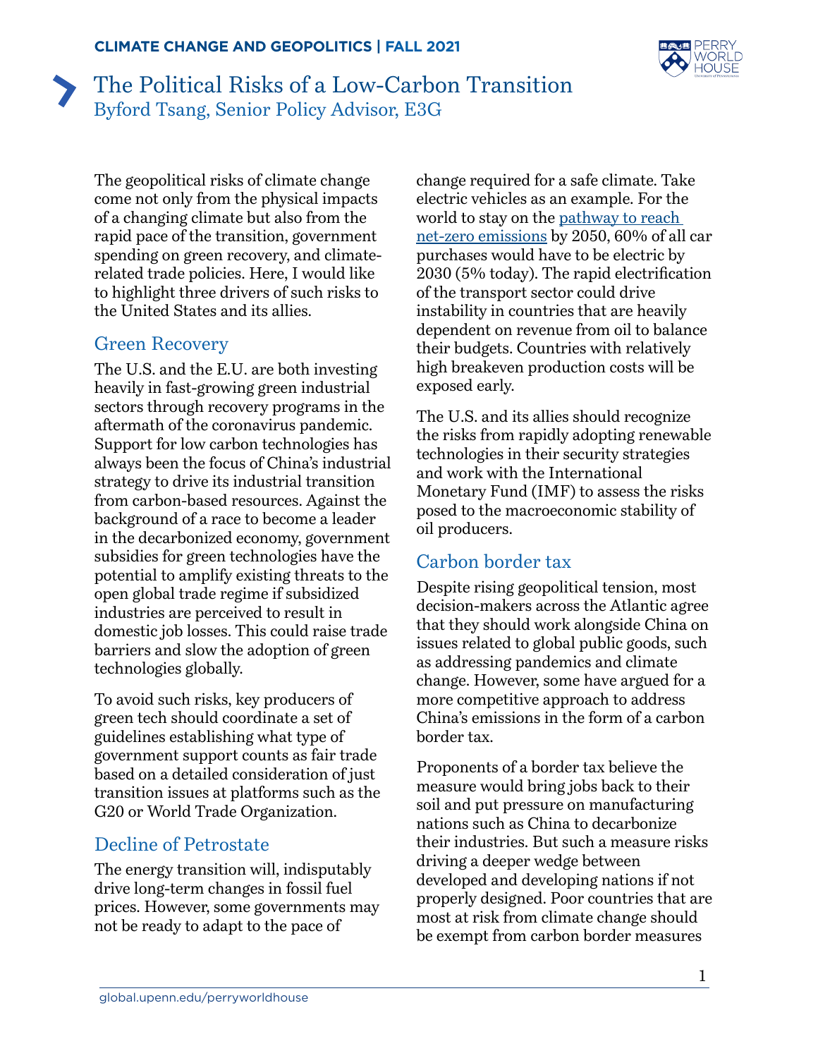**CLIMATE CHANGE AND GEOPOLITICS | FALL 2021**

# The Political Risks of a Low-Carbon Transition

Byford Tsang, Senior Policy Advisor, E3G

The geopolitical risks of climate change come not only from the physical impacts of a changing climate but also from the rapid pace of the transition, government spending on green recovery, and climate-related trade policies. Here, I would like to highlight three drivers of such risks to the United States and its allies.

## Green Recovery

The U.S. and the E.U. are both investing heavily in fast-growing green industrial sectors through recovery programs in the aftermath of the coronavirus pandemic. Support for low carbon technologies has always been the focus of China's industrial strategy to drive its industrial transition from carbon-based resources. Against the background of a race to become a leader in the decarbonized economy, government subsidies for green technologies have the potential to amplify existing threats to the open global trade regime if subsidized industries are perceived to result in domestic job losses. This could raise trade barriers and slow the adoption of green technologies globally.

To avoid such risks, key producers of green tech should coordinate a set of guidelines establishing what type of government support counts as fair trade based on a detailed consideration of just transition issues at platforms such as the G20 or World Trade Organization.

## Decline of Petrostate

The energy transition will, indisputably drive long-term changes in fossil fuel prices. However, some governments may not be ready to adapt to the pace of change required for a safe climate. Take electric vehicles as an example. For the world to stay on the pathway to reach net-zero emissions by 2050, 60% of all car purchases would have to be electric by 2030 (5% today). The rapid electrification of the transport sector could drive instability in countries that are heavily dependent on revenue from oil to balance their budgets. Countries with relatively high breakeven production costs will be exposed early.

The U.S. and its allies should recognize the risks from rapidly adopting renewable technologies in their security strategies and work with the International Monetary Fund (IMF) to assess the risks posed to the macroeconomic stability of oil producers.

## Carbon border tax

Despite rising geopolitical tension, most decision-makers across the Atlantic agree that they should work alongside China on issues related to global public goods, such as addressing pandemics and climate change. However, some have argued for a more competitive approach to address China's emissions in the form of a carbon border tax.

Proponents of a border tax believe the measure would bring jobs back to their soil and put pressure on manufacturing nations such as China to decarbonize their industries. But such a measure risks driving a deeper wedge between developed and developing nations if not properly designed. Poor countries that are most at risk from climate change should be exempt from carbon border measures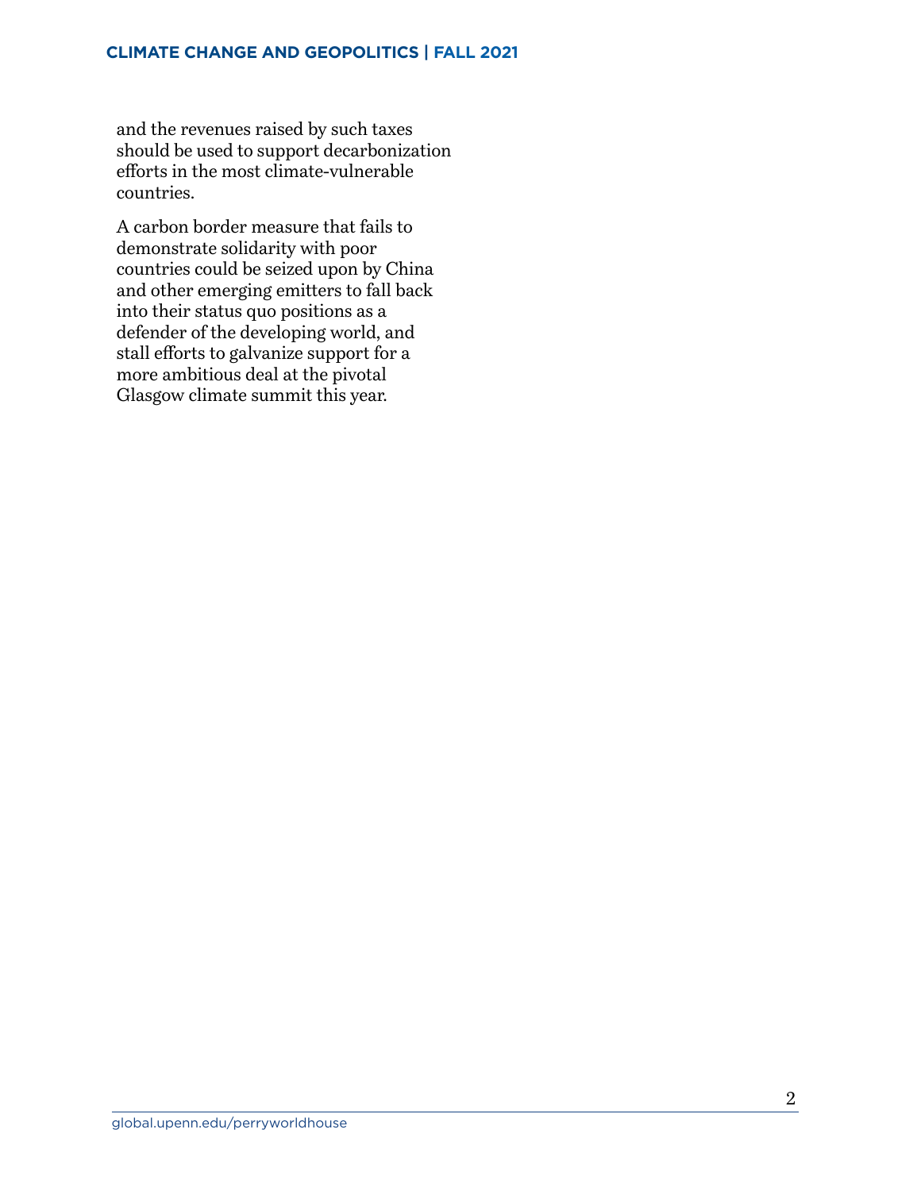and the revenues raised by such taxes should be used to support decarbonization efforts in the most climate-vulnerable countries.

A carbon border measure that fails to demonstrate solidarity with poor countries could be seized upon by China and other emerging emitters to fall back into their status quo positions as a defender of the developing world, and stall efforts to galvanize support for a more ambitious deal at the pivotal Glasgow climate summit this year.